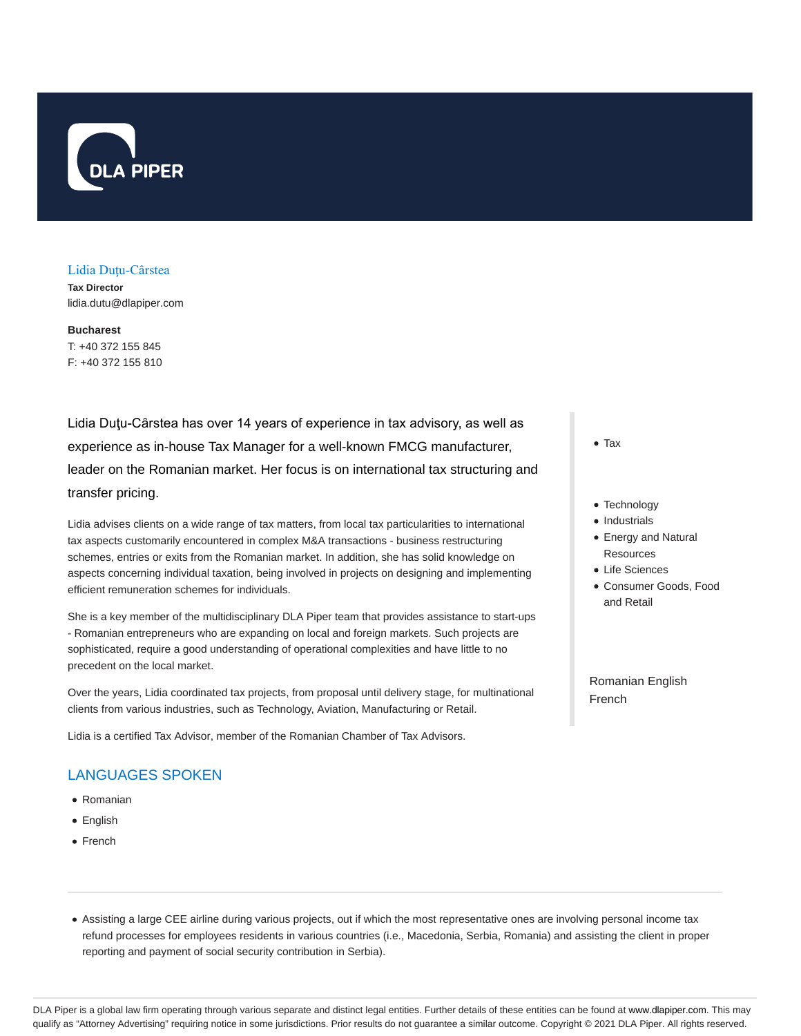DLA PIPER

# Lidia Duțu-Cârstea

**Tax Director**
lidia.dutu@dlapiper.com

**Bucharest**
T: +40 372 155 845
F: +40 372 155 810

Lidia Duțu-Cârstea has over 14 years of experience in tax advisory, as well as experience as in-house Tax Manager for a well-known FMCG manufacturer, leader on the Romanian market. Her focus is on international tax structuring and transfer pricing.

Lidia advises clients on a wide range of tax matters, from local tax particularities to international tax aspects customarily encountered in complex M&A transactions - business restructuring schemes, entries or exits from the Romanian market. In addition, she has solid knowledge on aspects concerning individual taxation, being involved in projects on designing and implementing efficient remuneration schemes for individuals.

She is a key member of the multidisciplinary DLA Piper team that provides assistance to start-ups - Romanian entrepreneurs who are expanding on local and foreign markets. Such projects are sophisticated, require a good understanding of operational complexities and have little to no precedent on the local market.

Over the years, Lidia coordinated tax projects, from proposal until delivery stage, for multinational clients from various industries, such as Technology, Aviation, Manufacturing or Retail.

Lidia is a certified Tax Advisor, member of the Romanian Chamber of Tax Advisors.

- Tax

- Technology
- Industrials
- Energy and Natural Resources
- Life Sciences
- Consumer Goods, Food and Retail

Romanian English French

## LANGUAGES SPOKEN

- Romanian
- English
- French

---

- Assisting a large CEE airline during various projects, out if which the most representative ones are involving personal income tax refund processes for employees residents in various countries (i.e., Macedonia, Serbia, Romania) and assisting the client in proper reporting and payment of social security contribution in Serbia).

DLA Piper is a global law firm operating through various separate and distinct legal entities. Further details of these entities can be found at www.dlapiper.com. This may qualify as "Attorney Advertising" requiring notice in some jurisdictions. Prior results do not guarantee a similar outcome. Copyright © 2021 DLA Piper. All rights reserved.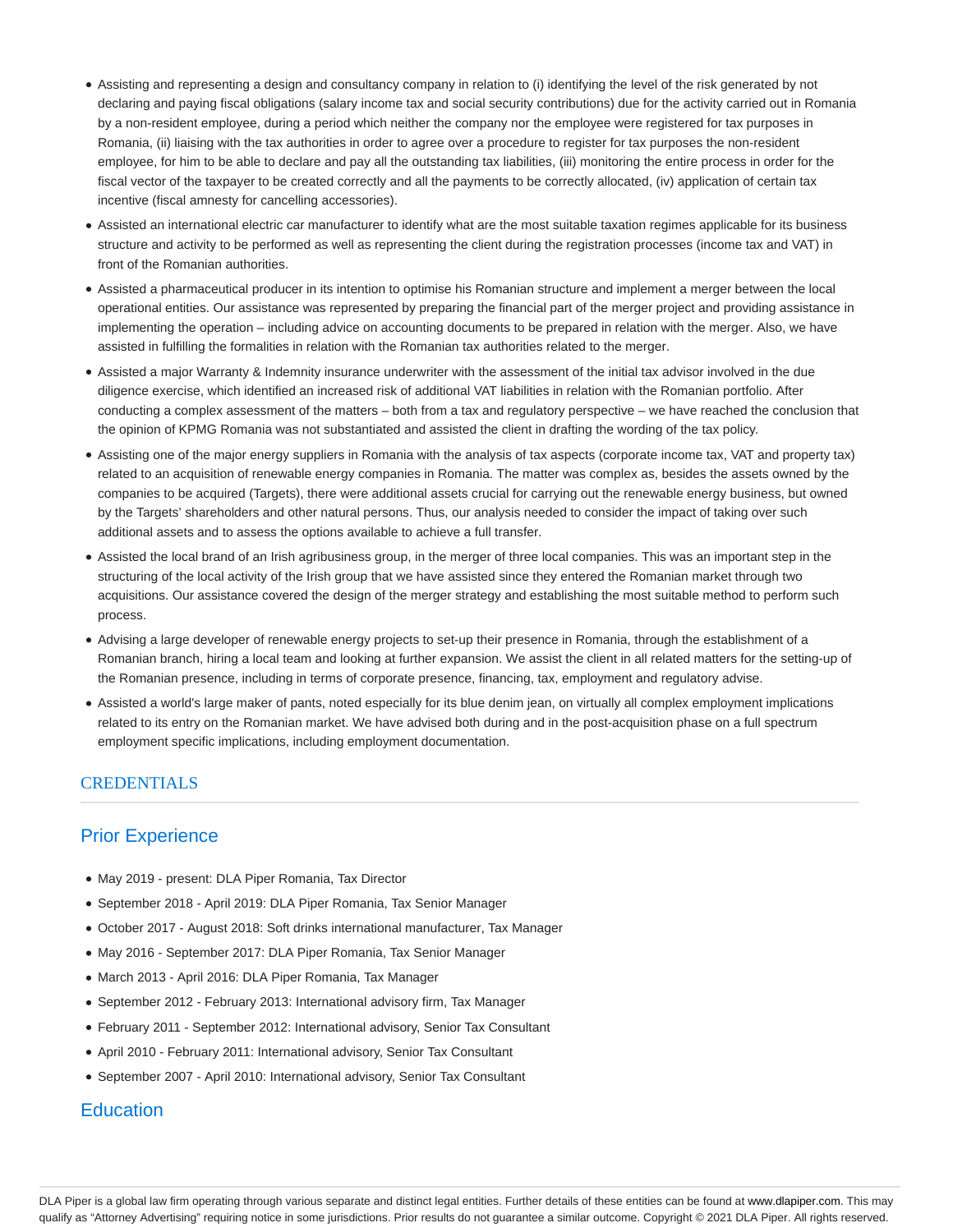- Assisting and representing a design and consultancy company in relation to (i) identifying the level of the risk generated by not declaring and paying fiscal obligations (salary income tax and social security contributions) due for the activity carried out in Romania by a non-resident employee, during a period which neither the company nor the employee were registered for tax purposes in Romania, (ii) liaising with the tax authorities in order to agree over a procedure to register for tax purposes the non-resident employee, for him to be able to declare and pay all the outstanding tax liabilities, (iii) monitoring the entire process in order for the fiscal vector of the taxpayer to be created correctly and all the payments to be correctly allocated, (iv) application of certain tax incentive (fiscal amnesty for cancelling accessories).
- Assisted an international electric car manufacturer to identify what are the most suitable taxation regimes applicable for its business structure and activity to be performed as well as representing the client during the registration processes (income tax and VAT) in front of the Romanian authorities.
- Assisted a pharmaceutical producer in its intention to optimise his Romanian structure and implement a merger between the local operational entities. Our assistance was represented by preparing the financial part of the merger project and providing assistance in implementing the operation – including advice on accounting documents to be prepared in relation with the merger. Also, we have assisted in fulfilling the formalities in relation with the Romanian tax authorities related to the merger.
- Assisted a major Warranty & Indemnity insurance underwriter with the assessment of the initial tax advisor involved in the due diligence exercise, which identified an increased risk of additional VAT liabilities in relation with the Romanian portfolio. After conducting a complex assessment of the matters – both from a tax and regulatory perspective – we have reached the conclusion that the opinion of KPMG Romania was not substantiated and assisted the client in drafting the wording of the tax policy.
- Assisting one of the major energy suppliers in Romania with the analysis of tax aspects (corporate income tax, VAT and property tax) related to an acquisition of renewable energy companies in Romania. The matter was complex as, besides the assets owned by the companies to be acquired (Targets), there were additional assets crucial for carrying out the renewable energy business, but owned by the Targets' shareholders and other natural persons. Thus, our analysis needed to consider the impact of taking over such additional assets and to assess the options available to achieve a full transfer.
- Assisted the local brand of an Irish agribusiness group, in the merger of three local companies. This was an important step in the structuring of the local activity of the Irish group that we have assisted since they entered the Romanian market through two acquisitions. Our assistance covered the design of the merger strategy and establishing the most suitable method to perform such process.
- Advising a large developer of renewable energy projects to set-up their presence in Romania, through the establishment of a Romanian branch, hiring a local team and looking at further expansion. We assist the client in all related matters for the setting-up of the Romanian presence, including in terms of corporate presence, financing, tax, employment and regulatory advise.
- Assisted a world's large maker of pants, noted especially for its blue denim jean, on virtually all complex employment implications related to its entry on the Romanian market. We have advised both during and in the post-acquisition phase on a full spectrum employment specific implications, including employment documentation.

## CREDENTIALS

### Prior Experience

- May 2019 - present: DLA Piper Romania, Tax Director
- September 2018 - April 2019: DLA Piper Romania, Tax Senior Manager
- October 2017 - August 2018: Soft drinks international manufacturer, Tax Manager
- May 2016 - September 2017: DLA Piper Romania, Tax Senior Manager
- March 2013 - April 2016: DLA Piper Romania, Tax Manager
- September 2012 - February 2013: International advisory firm, Tax Manager
- February 2011 - September 2012: International advisory, Senior Tax Consultant
- April 2010 - February 2011: International advisory, Senior Tax Consultant
- September 2007 - April 2010: International advisory, Senior Tax Consultant

### Education

DLA Piper is a global law firm operating through various separate and distinct legal entities. Further details of these entities can be found at www.dlapiper.com. This may qualify as "Attorney Advertising" requiring notice in some jurisdictions. Prior results do not guarantee a similar outcome. Copyright © 2021 DLA Piper. All rights reserved.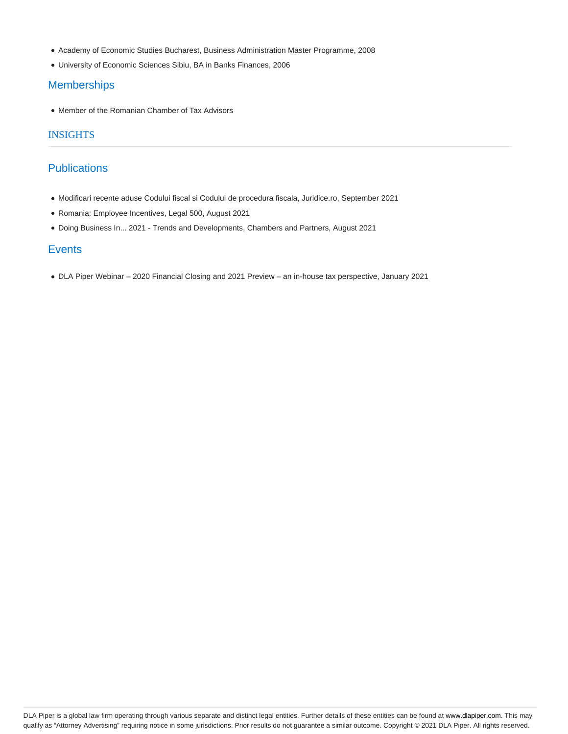- Academy of Economic Studies Bucharest, Business Administration Master Programme, 2008
- University of Economic Sciences Sibiu, BA in Banks Finances, 2006

## Memberships

- Member of the Romanian Chamber of Tax Advisors

# INSIGHTS

## Publications

- Modificari recente aduse Codului fiscal si Codului de procedura fiscala, Juridice.ro, September 2021
- Romania: Employee Incentives, Legal 500, August 2021
- Doing Business In... 2021 - Trends and Developments, Chambers and Partners, August 2021

## Events

- DLA Piper Webinar – 2020 Financial Closing and 2021 Preview – an in-house tax perspective, January 2021

DLA Piper is a global law firm operating through various separate and distinct legal entities. Further details of these entities can be found at www.dlapiper.com. This may qualify as "Attorney Advertising" requiring notice in some jurisdictions. Prior results do not guarantee a similar outcome. Copyright © 2021 DLA Piper. All rights reserved.